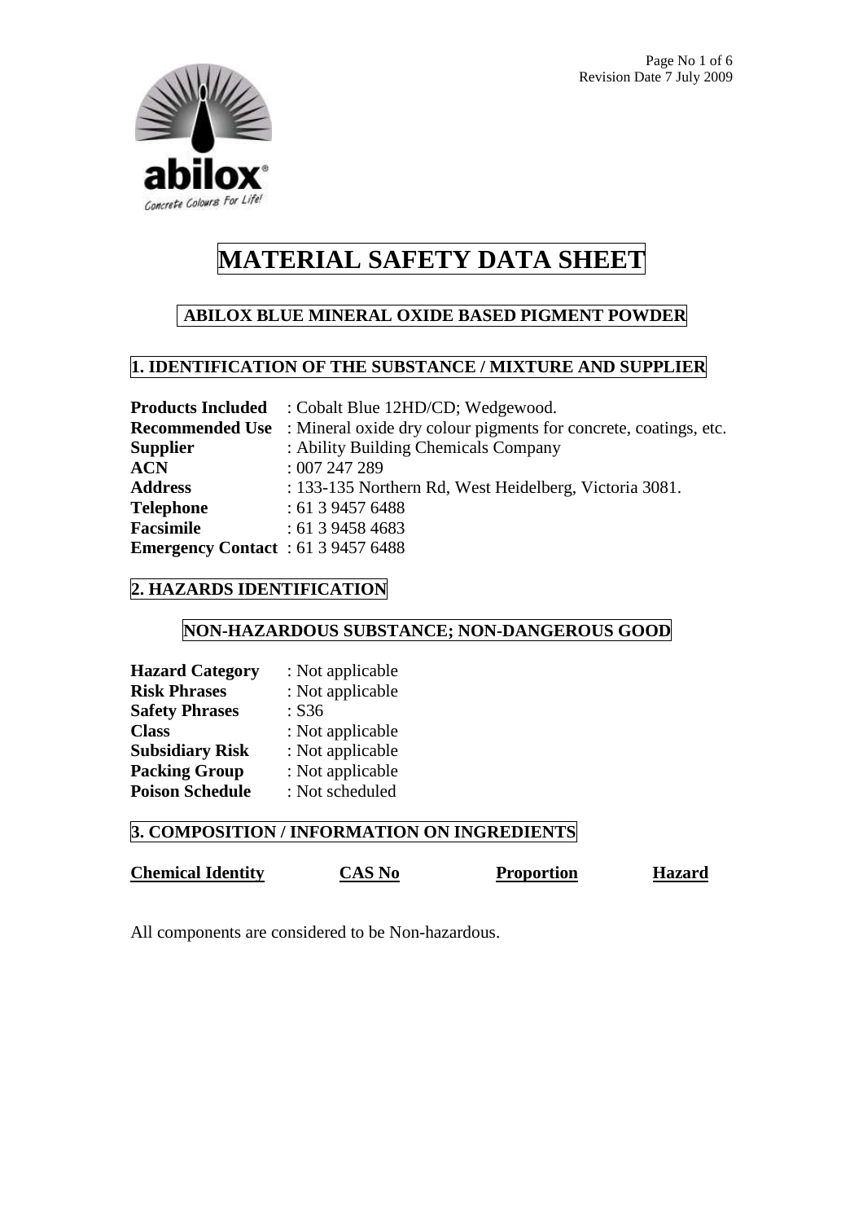# MATERIAL SAFETY DATA SHEET

## ABILOX BLUE MINERAL OXIDE BASED PIGMENT POWDER

## 1. IDENTIFICATION OF THE SUBSTANCE / MIXTURE AND SUPPLIER

**Products Included** : Cobalt Blue 12HD/CD; Wedgewood.
**Recommended Use** : Mineral oxide dry colour pigments for concrete, coatings, etc.
**Supplier** : Ability Building Chemicals Company
**ACN** : 007 247 289
**Address** : 133-135 Northern Rd, West Heidelberg, Victoria 3081.
**Telephone** : 61 3 9457 6488
**Facsimile** : 61 3 9458 4683
**Emergency Contact** : 61 3 9457 6488

## 2. HAZARDS IDENTIFICATION

### NON-HAZARDOUS SUBSTANCE; NON-DANGEROUS GOOD

**Hazard Category** : Not applicable
**Risk Phrases** : Not applicable
**Safety Phrases** : S36
**Class** : Not applicable
**Subsidiary Risk** : Not applicable
**Packing Group** : Not applicable
**Poison Schedule** : Not scheduled

## 3. COMPOSITION / INFORMATION ON INGREDIENTS

| Chemical Identity | CAS No | Proportion | Hazard |
| --- | --- | --- | --- |

All components are considered to be Non-hazardous.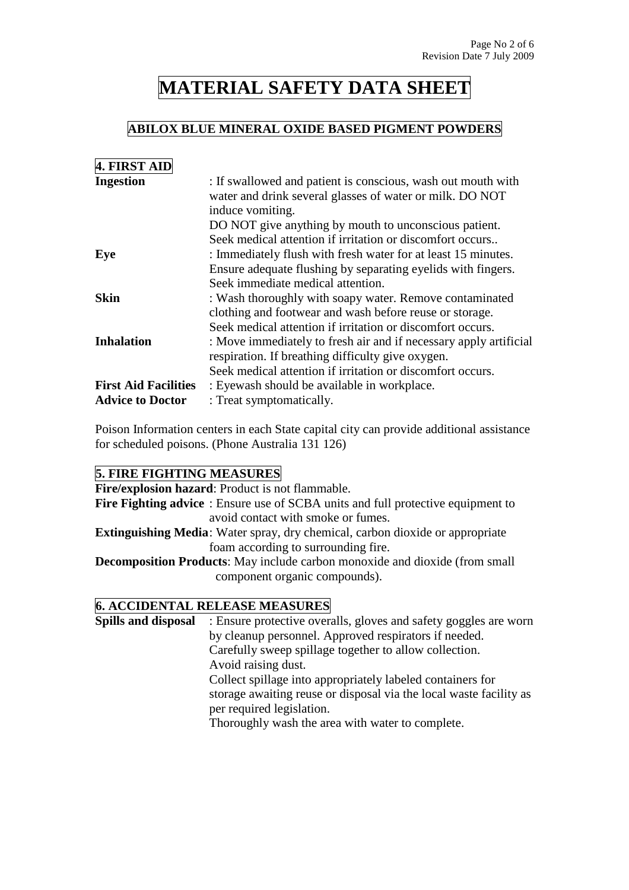# MATERIAL SAFETY DATA SHEET

## ABILOX BLUE MINERAL OXIDE BASED PIGMENT POWDERS

### 4. FIRST AID

**Ingestion** : If swallowed and patient is conscious, wash out mouth with water and drink several glasses of water or milk. DO NOT induce vomiting.
DO NOT give anything by mouth to unconscious patient.
Seek medical attention if irritation or discomfort occurs..

**Eye** : Immediately flush with fresh water for at least 15 minutes.
Ensure adequate flushing by separating eyelids with fingers.
Seek immediate medical attention.

**Skin** : Wash thoroughly with soapy water. Remove contaminated clothing and footwear and wash before reuse or storage.
Seek medical attention if irritation or discomfort occurs.

**Inhalation** : Move immediately to fresh air and if necessary apply artificial respiration. If breathing difficulty give oxygen.
Seek medical attention if irritation or discomfort occurs.

**First Aid Facilities** : Eyewash should be available in workplace.

**Advice to Doctor** : Treat symptomatically.

Poison Information centers in each State capital city can provide additional assistance for scheduled poisons. (Phone Australia 131 126)

### 5. FIRE FIGHTING MEASURES

**Fire/explosion hazard**: Product is not flammable.

**Fire Fighting advice** : Ensure use of SCBA units and full protective equipment to avoid contact with smoke or fumes.

**Extinguishing Media**: Water spray, dry chemical, carbon dioxide or appropriate foam according to surrounding fire.

**Decomposition Products**: May include carbon monoxide and dioxide (from small component organic compounds).

### 6. ACCIDENTAL RELEASE MEASURES

**Spills and disposal** : Ensure protective overalls, gloves and safety goggles are worn by cleanup personnel. Approved respirators if needed.
Carefully sweep spillage together to allow collection.
Avoid raising dust.
Collect spillage into appropriately labeled containers for storage awaiting reuse or disposal via the local waste facility as per required legislation.
Thoroughly wash the area with water to complete.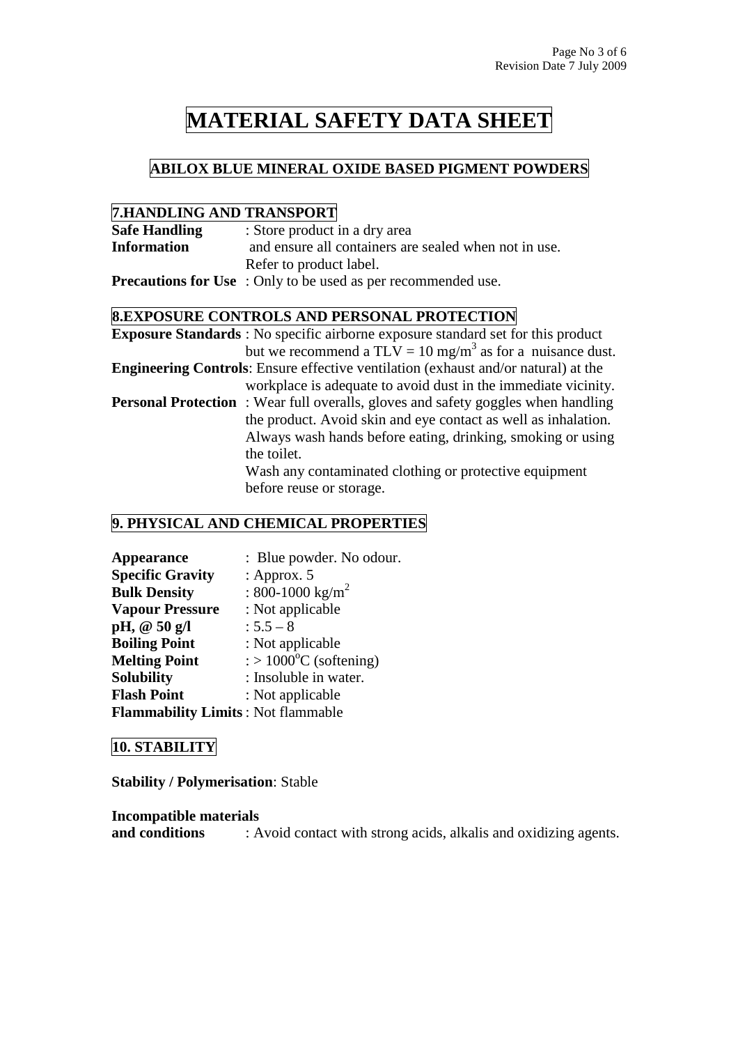# MATERIAL SAFETY DATA SHEET

## ABILOX BLUE MINERAL OXIDE BASED PIGMENT POWDERS

### 7.HANDLING AND TRANSPORT

**Safe Handling Information** : Store product in a dry area and ensure all containers are sealed when not in use. Refer to product label.

**Precautions for Use** : Only to be used as per recommended use.

### 8.EXPOSURE CONTROLS AND PERSONAL PROTECTION

**Exposure Standards** : No specific airborne exposure standard set for this product but we recommend a TLV = 10 $mg/m^3$ as for a nuisance dust.

**Engineering Controls**: Ensure effective ventilation (exhaust and/or natural) at the workplace is adequate to avoid dust in the immediate vicinity.

**Personal Protection** : Wear full overalls, gloves and safety goggles when handling the product. Avoid skin and eye contact as well as inhalation. Always wash hands before eating, drinking, smoking or using the toilet.
Wash any contaminated clothing or protective equipment before reuse or storage.

### 9. PHYSICAL AND CHEMICAL PROPERTIES

**Appearance** : Blue powder. No odour.
**Specific Gravity** : Approx. 5
**Bulk Density** : 800-1000 $kg/m^2$
**Vapour Pressure** : Not applicable
**pH, @ 50 g/l** : 5.5 – 8
**Boiling Point** : Not applicable
**Melting Point** : > 1000°C (softening)
**Solubility** : Insoluble in water.
**Flash Point** : Not applicable
**Flammability Limits** : Not flammable

### 10. STABILITY

**Stability / Polymerisation**: Stable

**Incompatible materials and conditions** : Avoid contact with strong acids, alkalis and oxidizing agents.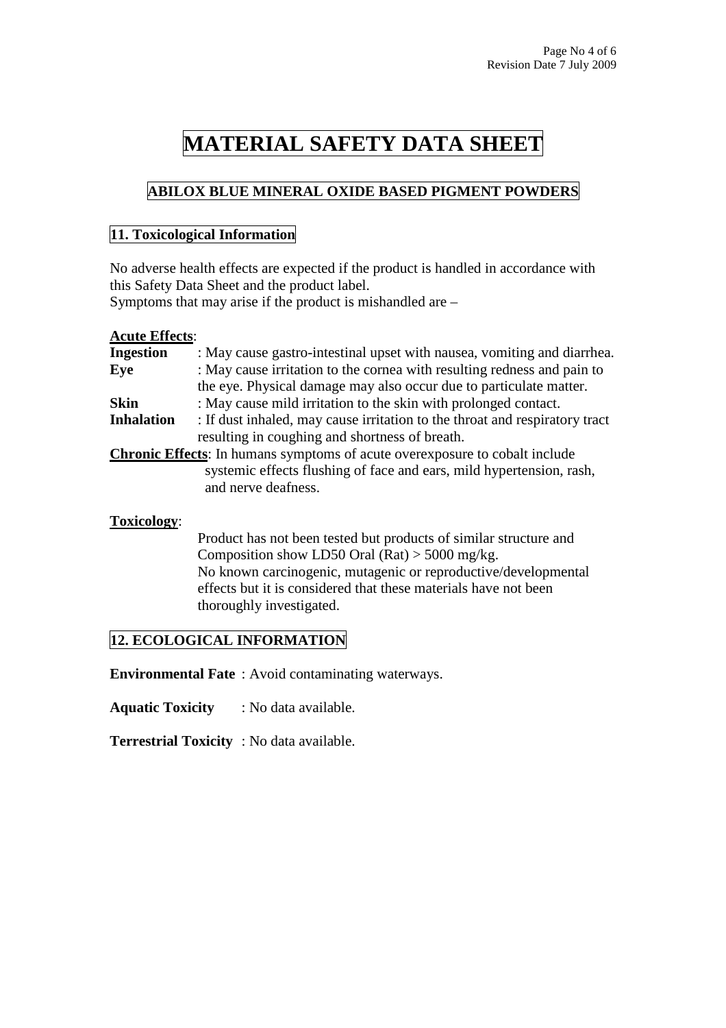# MATERIAL SAFETY DATA SHEET

## ABILOX BLUE MINERAL OXIDE BASED PIGMENT POWDERS

### 11. Toxicological Information

No adverse health effects are expected if the product is handled in accordance with this Safety Data Sheet and the product label.
Symptoms that may arise if the product is mishandled are –

**Acute Effects**:

**Ingestion** : May cause gastro-intestinal upset with nausea, vomiting and diarrhea.

**Eye** : May cause irritation to the cornea with resulting redness and pain to the eye. Physical damage may also occur due to particulate matter.

**Skin** : May cause mild irritation to the skin with prolonged contact.

**Inhalation** : If dust inhaled, may cause irritation to the throat and respiratory tract resulting in coughing and shortness of breath.

**Chronic Effects**: In humans symptoms of acute overexposure to cobalt include systemic effects flushing of face and ears, mild hypertension, rash, and nerve deafness.

**Toxicology**:

Product has not been tested but products of similar structure and Composition show LD50 Oral (Rat) > 5000 mg/kg.
No known carcinogenic, mutagenic or reproductive/developmental effects but it is considered that these materials have not been thoroughly investigated.

### 12. ECOLOGICAL INFORMATION

**Environmental Fate** : Avoid contaminating waterways.

**Aquatic Toxicity** : No data available.

**Terrestrial Toxicity** : No data available.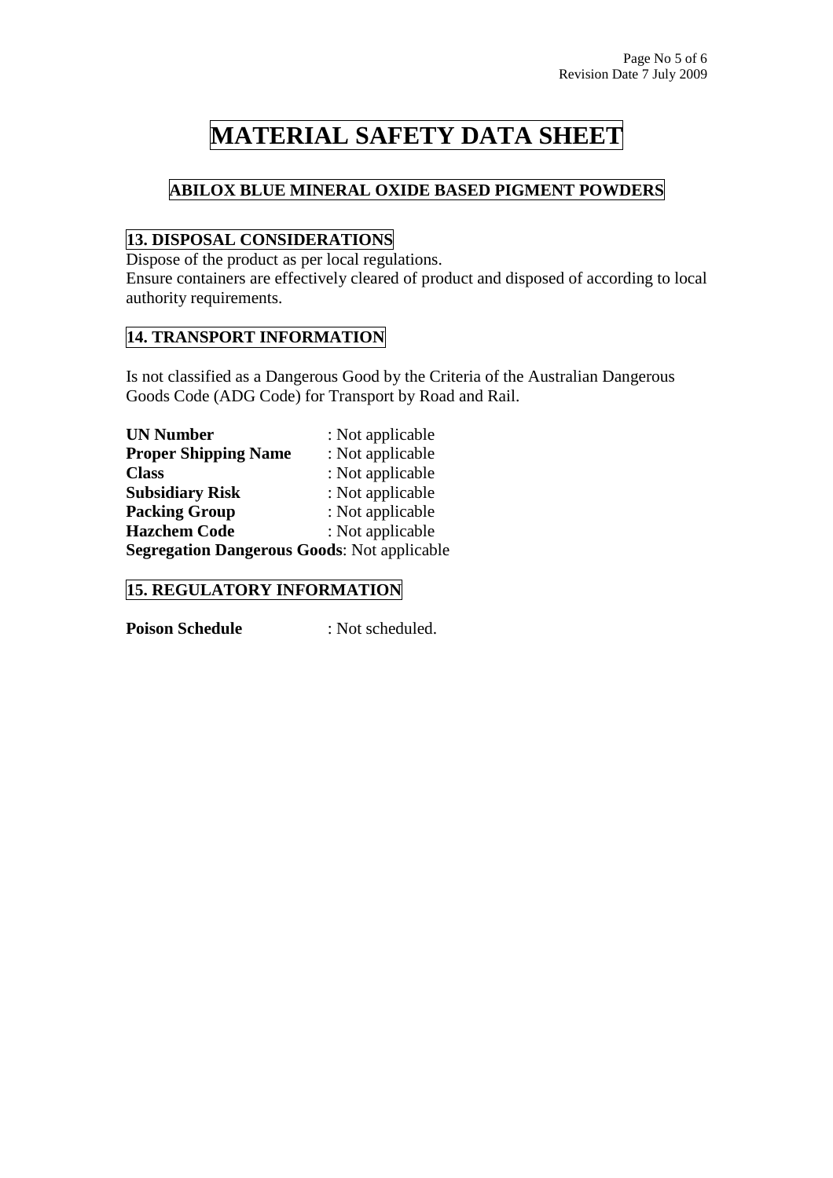# MATERIAL SAFETY DATA SHEET

## ABILOX BLUE MINERAL OXIDE BASED PIGMENT POWDERS

### 13. DISPOSAL CONSIDERATIONS

Dispose of the product as per local regulations.
Ensure containers are effectively cleared of product and disposed of according to local authority requirements.

### 14. TRANSPORT INFORMATION

Is not classified as a Dangerous Good by the Criteria of the Australian Dangerous Goods Code (ADG Code) for Transport by Road and Rail.

**UN Number** : Not applicable
**Proper Shipping Name** : Not applicable
**Class** : Not applicable
**Subsidiary Risk** : Not applicable
**Packing Group** : Not applicable
**Hazchem Code** : Not applicable
**Segregation Dangerous Goods**: Not applicable

### 15. REGULATORY INFORMATION

**Poison Schedule** : Not scheduled.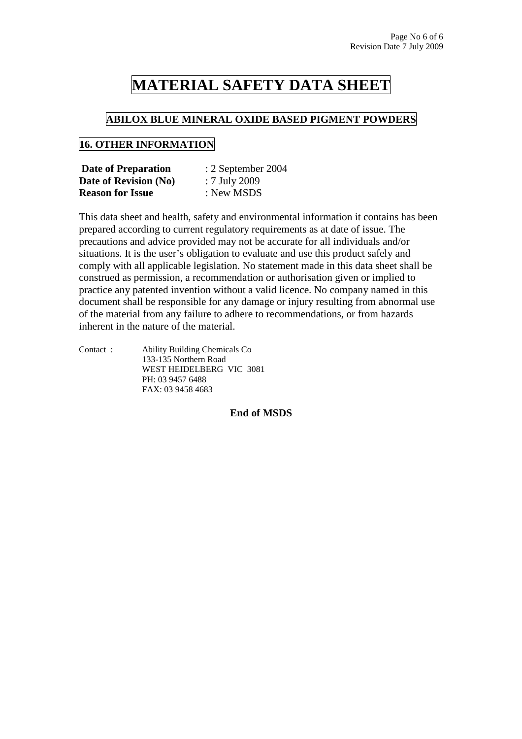# MATERIAL SAFETY DATA SHEET

## ABILOX BLUE MINERAL OXIDE BASED PIGMENT POWDERS

### 16. OTHER INFORMATION

**Date of Preparation** : 2 September 2004
**Date of Revision (No)** : 7 July 2009
**Reason for Issue** : New MSDS

This data sheet and health, safety and environmental information it contains has been prepared according to current regulatory requirements as at date of issue. The precautions and advice provided may not be accurate for all individuals and/or situations. It is the user's obligation to evaluate and use this product safely and comply with all applicable legislation. No statement made in this data sheet shall be construed as permission, a recommendation or authorisation given or implied to practice any patented invention without a valid licence. No company named in this document shall be responsible for any damage or injury resulting from abnormal use of the material from any failure to adhere to recommendations, or from hazards inherent in the nature of the material.

Contact : Ability Building Chemicals Co
133-135 Northern Road
WEST HEIDELBERG VIC 3081
PH: 03 9457 6488
FAX: 03 9458 4683

**End of MSDS**